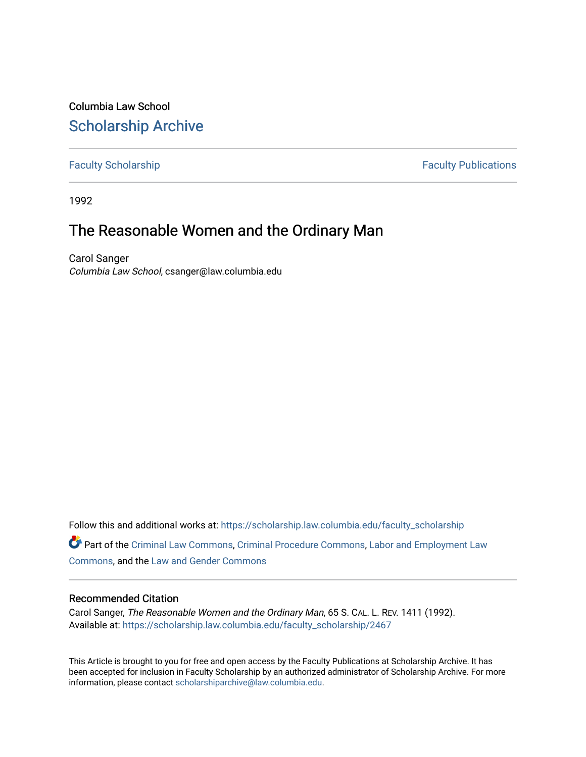Columbia Law School

# Scholarship Archive

Faculty Scholarship | Faculty Publications

1992

## The Reasonable Women and the Ordinary Man

Carol Sanger
*Columbia Law School*, csanger@law.columbia.edu

Follow this and additional works at: https://scholarship.law.columbia.edu/faculty_scholarship

Part of the Criminal Law Commons, Criminal Procedure Commons, Labor and Employment Law Commons, and the Law and Gender Commons

### Recommended Citation

Carol Sanger, *The Reasonable Women and the Ordinary Man*, 65 S. CAL. L. REV. 1411 (1992).
Available at: https://scholarship.law.columbia.edu/faculty_scholarship/2467

This Article is brought to you for free and open access by the Faculty Publications at Scholarship Archive. It has been accepted for inclusion in Faculty Scholarship by an authorized administrator of Scholarship Archive. For more information, please contact scholarshiparchive@law.columbia.edu.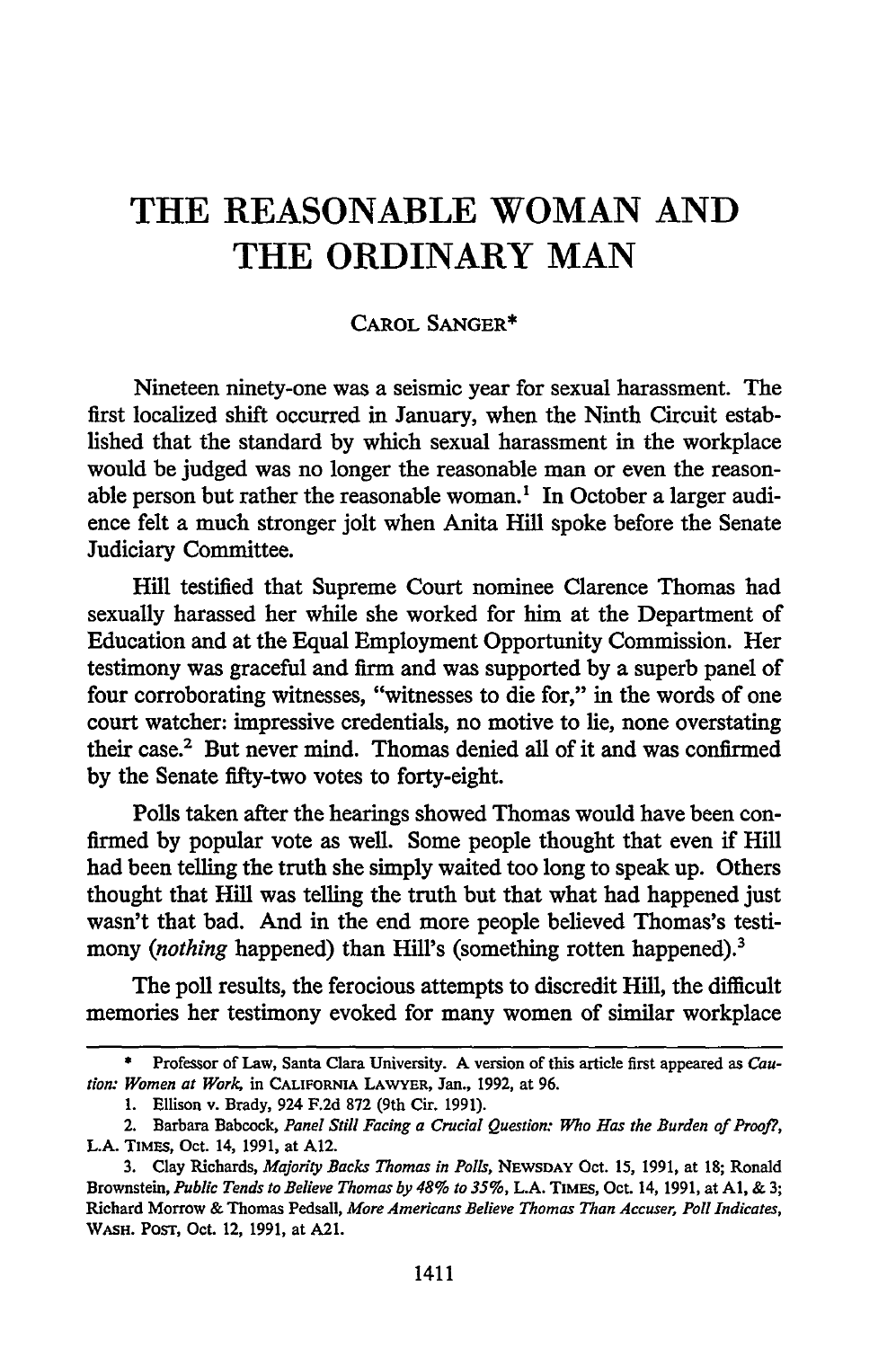# THE REASONABLE WOMAN AND THE ORDINARY MAN

CAROL SANGER*

Nineteen ninety-one was a seismic year for sexual harassment. The first localized shift occurred in January, when the Ninth Circuit established that the standard by which sexual harassment in the workplace would be judged was no longer the reasonable man or even the reasonable person but rather the reasonable woman.[1] In October a larger audience felt a much stronger jolt when Anita Hill spoke before the Senate Judiciary Committee.

Hill testified that Supreme Court nominee Clarence Thomas had sexually harassed her while she worked for him at the Department of Education and at the Equal Employment Opportunity Commission. Her testimony was graceful and firm and was supported by a superb panel of four corroborating witnesses, "witnesses to die for," in the words of one court watcher: impressive credentials, no motive to lie, none overstating their case.[2] But never mind. Thomas denied all of it and was confirmed by the Senate fifty-two votes to forty-eight.

Polls taken after the hearings showed Thomas would have been confirmed by popular vote as well. Some people thought that even if Hill had been telling the truth she simply waited too long to speak up. Others thought that Hill was telling the truth but that what had happened just wasn't that bad. And in the end more people believed Thomas's testimony (*nothing* happened) than Hill's (something rotten happened).[3]

The poll results, the ferocious attempts to discredit Hill, the difficult memories her testimony evoked for many women of similar workplace

---

\* Professor of Law, Santa Clara University. A version of this article first appeared as *Caution: Women at Work*, in CALIFORNIA LAWYER, Jan., 1992, at 96.

1. Ellison v. Brady, 924 F.2d 872 (9th Cir. 1991).

2. Barbara Babcock, *Panel Still Facing a Crucial Question: Who Has the Burden of Proof?*, L.A. TIMES, Oct. 14, 1991, at A12.

3. Clay Richards, *Majority Backs Thomas in Polls*, NEWSDAY Oct. 15, 1991, at 18; Ronald Brownstein, *Public Tends to Believe Thomas by 48% to 35%*, L.A. TIMES, Oct. 14, 1991, at A1, & 3; Richard Morrow & Thomas Pedsall, *More Americans Believe Thomas Than Accuser, Poll Indicates*, WASH. POST, Oct. 12, 1991, at A21.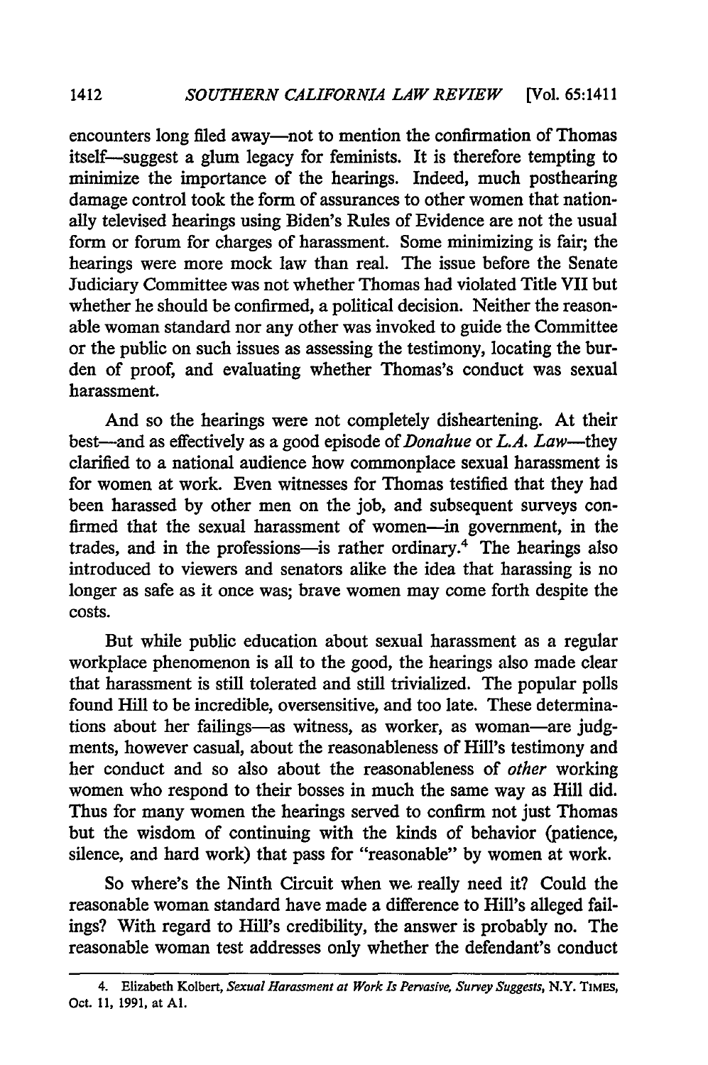encounters long filed away—not to mention the confirmation of Thomas itself—suggest a glum legacy for feminists. It is therefore tempting to minimize the importance of the hearings. Indeed, much posthearing damage control took the form of assurances to other women that nationally televised hearings using Biden's Rules of Evidence are not the usual form or forum for charges of harassment. Some minimizing is fair; the hearings were more mock law than real. The issue before the Senate Judiciary Committee was not whether Thomas had violated Title VII but whether he should be confirmed, a political decision. Neither the reasonable woman standard nor any other was invoked to guide the Committee or the public on such issues as assessing the testimony, locating the burden of proof, and evaluating whether Thomas's conduct was sexual harassment.

And so the hearings were not completely disheartening. At their best—and as effectively as a good episode of *Donahue* or *L.A. Law*—they clarified to a national audience how commonplace sexual harassment is for women at work. Even witnesses for Thomas testified that they had been harassed by other men on the job, and subsequent surveys confirmed that the sexual harassment of women—in government, in the trades, and in the professions—is rather ordinary.[4] The hearings also introduced to viewers and senators alike the idea that harassing is no longer as safe as it once was; brave women may come forth despite the costs.

But while public education about sexual harassment as a regular workplace phenomenon is all to the good, the hearings also made clear that harassment is still tolerated and still trivialized. The popular polls found Hill to be incredible, oversensitive, and too late. These determinations about her failings—as witness, as worker, as woman—are judgments, however casual, about the reasonableness of Hill's testimony and her conduct and so also about the reasonableness of *other* working women who respond to their bosses in much the same way as Hill did. Thus for many women the hearings served to confirm not just Thomas but the wisdom of continuing with the kinds of behavior (patience, silence, and hard work) that pass for "reasonable" by women at work.

So where's the Ninth Circuit when we really need it? Could the reasonable woman standard have made a difference to Hill's alleged failings? With regard to Hill's credibility, the answer is probably no. The reasonable woman test addresses only whether the defendant's conduct

---

4. Elizabeth Kolbert, *Sexual Harassment at Work Is Pervasive, Survey Suggests*, N.Y. TIMES, Oct. 11, 1991, at A1.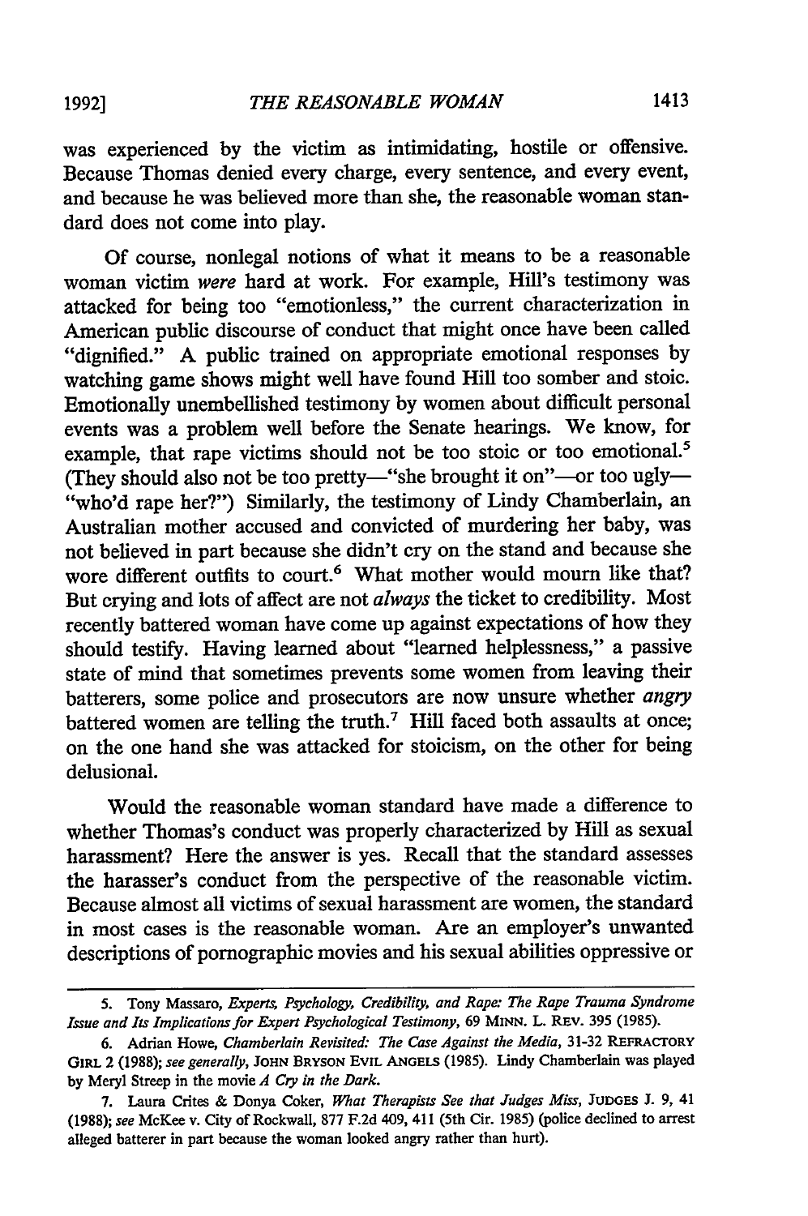was experienced by the victim as intimidating, hostile or offensive. Because Thomas denied every charge, every sentence, and every event, and because he was believed more than she, the reasonable woman standard does not come into play.

Of course, nonlegal notions of what it means to be a reasonable woman victim *were* hard at work. For example, Hill's testimony was attacked for being too "emotionless," the current characterization in American public discourse of conduct that might once have been called "dignified." A public trained on appropriate emotional responses by watching game shows might well have found Hill too somber and stoic. Emotionally unembellished testimony by women about difficult personal events was a problem well before the Senate hearings. We know, for example, that rape victims should not be too stoic or too emotional.[5] (They should also not be too pretty—"she brought it on"—or too ugly—"who'd rape her?") Similarly, the testimony of Lindy Chamberlain, an Australian mother accused and convicted of murdering her baby, was not believed in part because she didn't cry on the stand and because she wore different outfits to court.[6] What mother would mourn like that? But crying and lots of affect are not *always* the ticket to credibility. Most recently battered woman have come up against expectations of how they should testify. Having learned about "learned helplessness," a passive state of mind that sometimes prevents some women from leaving their batterers, some police and prosecutors are now unsure whether *angry* battered women are telling the truth.[7] Hill faced both assaults at once; on the one hand she was attacked for stoicism, on the other for being delusional.

Would the reasonable woman standard have made a difference to whether Thomas's conduct was properly characterized by Hill as sexual harassment? Here the answer is yes. Recall that the standard assesses the harasser's conduct from the perspective of the reasonable victim. Because almost all victims of sexual harassment are women, the standard in most cases is the reasonable woman. Are an employer's unwanted descriptions of pornographic movies and his sexual abilities oppressive or

---

5. Tony Massaro, *Experts, Psychology, Credibility, and Rape: The Rape Trauma Syndrome Issue and Its Implications for Expert Psychological Testimony*, 69 MINN. L. REV. 395 (1985).

6. Adrian Howe, *Chamberlain Revisited: The Case Against the Media*, 31-32 REFRACTORY GIRL 2 (1988); *see generally*, JOHN BRYSON EVIL ANGELS (1985). Lindy Chamberlain was played by Meryl Streep in the movie *A Cry in the Dark*.

7. Laura Crites & Donya Coker, *What Therapists See that Judges Miss*, JUDGES J. 9, 41 (1988); *see* McKee v. City of Rockwall, 877 F.2d 409, 411 (5th Cir. 1985) (police declined to arrest alleged batterer in part because the woman looked angry rather than hurt).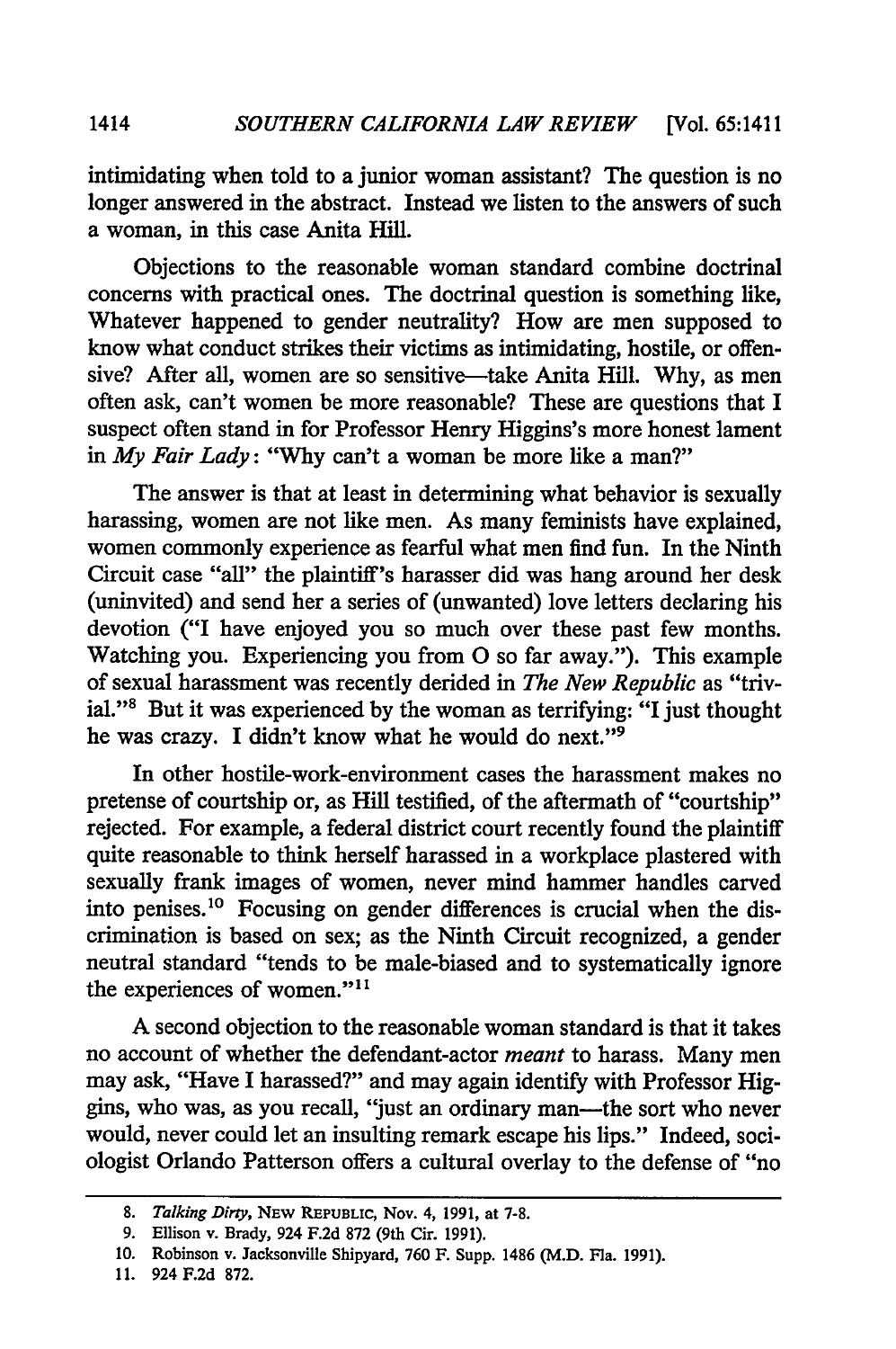intimidating when told to a junior woman assistant? The question is no longer answered in the abstract. Instead we listen to the answers of such a woman, in this case Anita Hill.

Objections to the reasonable woman standard combine doctrinal concerns with practical ones. The doctrinal question is something like, Whatever happened to gender neutrality? How are men supposed to know what conduct strikes their victims as intimidating, hostile, or offensive? After all, women are so sensitive—take Anita Hill. Why, as men often ask, can't women be more reasonable? These are questions that I suspect often stand in for Professor Henry Higgins's more honest lament in *My Fair Lady*: "Why can't a woman be more like a man?"

The answer is that at least in determining what behavior is sexually harassing, women are not like men. As many feminists have explained, women commonly experience as fearful what men find fun. In the Ninth Circuit case "all" the plaintiff's harasser did was hang around her desk (uninvited) and send her a series of (unwanted) love letters declaring his devotion ("I have enjoyed you so much over these past few months. Watching you. Experiencing you from O so far away."). This example of sexual harassment was recently derided in *The New Republic* as "trivial."[8] But it was experienced by the woman as terrifying: "I just thought he was crazy. I didn't know what he would do next."[9]

In other hostile-work-environment cases the harassment makes no pretense of courtship or, as Hill testified, of the aftermath of "courtship" rejected. For example, a federal district court recently found the plaintiff quite reasonable to think herself harassed in a workplace plastered with sexually frank images of women, never mind hammer handles carved into penises.[10] Focusing on gender differences is crucial when the discrimination is based on sex; as the Ninth Circuit recognized, a gender neutral standard "tends to be male-biased and to systematically ignore the experiences of women."[11]

A second objection to the reasonable woman standard is that it takes no account of whether the defendant-actor *meant* to harass. Many men may ask, "Have I harassed?" and may again identify with Professor Higgins, who was, as you recall, "just an ordinary man—the sort who never would, never could let an insulting remark escape his lips." Indeed, sociologist Orlando Patterson offers a cultural overlay to the defense of "no

---

8. *Talking Dirty*, NEW REPUBLIC, Nov. 4, 1991, at 7-8.

9. Ellison v. Brady, 924 F.2d 872 (9th Cir. 1991).

10. Robinson v. Jacksonville Shipyard, 760 F. Supp. 1486 (M.D. Fla. 1991).

11. 924 F.2d 872.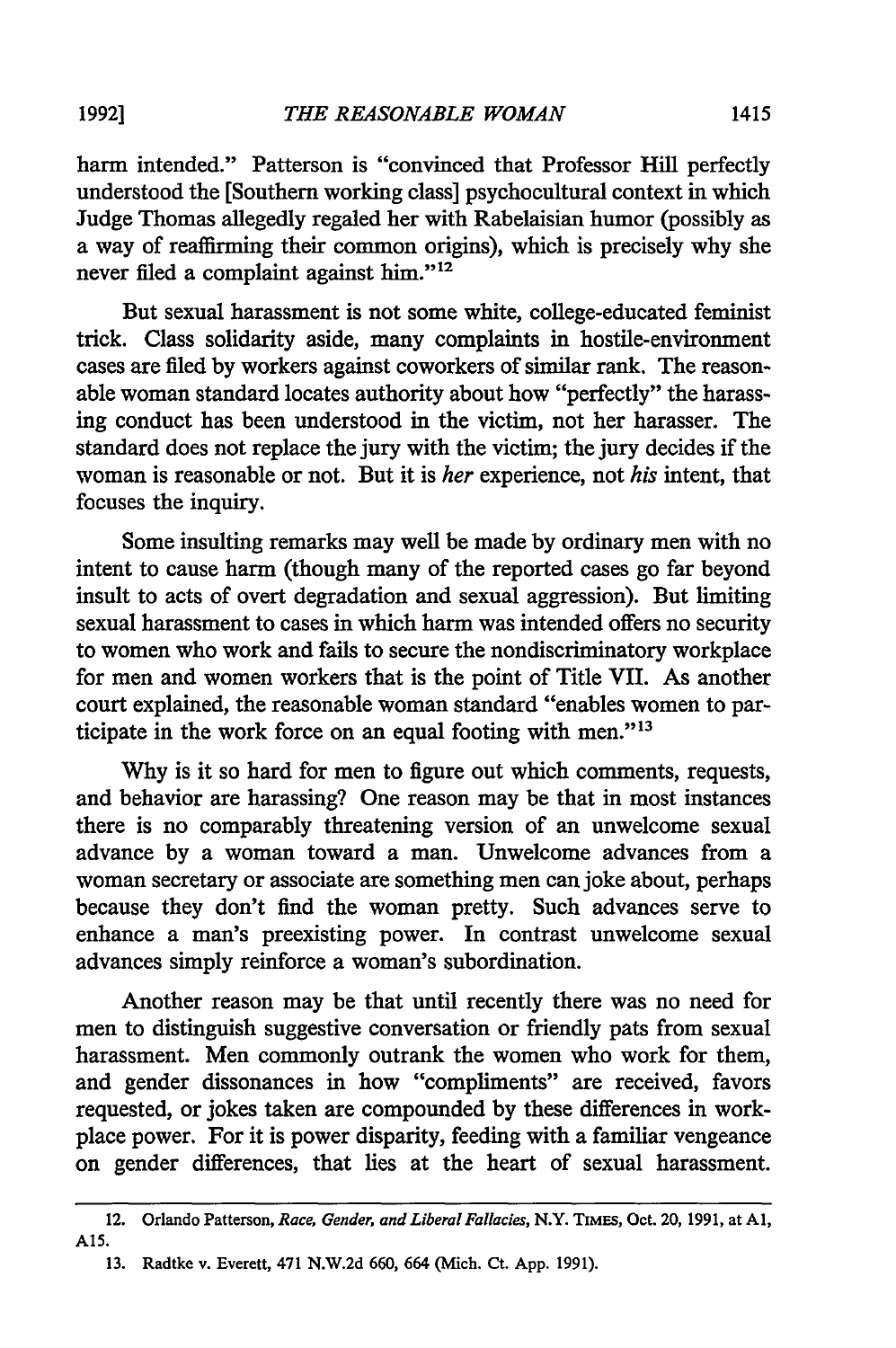harm intended." Patterson is "convinced that Professor Hill perfectly understood the [Southern working class] psychocultural context in which Judge Thomas allegedly regaled her with Rabelaisian humor (possibly as a way of reaffirming their common origins), which is precisely why she never filed a complaint against him."[12]

But sexual harassment is not some white, college-educated feminist trick. Class solidarity aside, many complaints in hostile-environment cases are filed by workers against coworkers of similar rank. The reasonable woman standard locates authority about how "perfectly" the harassing conduct has been understood in the victim, not her harasser. The standard does not replace the jury with the victim; the jury decides if the woman is reasonable or not. But it is *her* experience, not *his* intent, that focuses the inquiry.

Some insulting remarks may well be made by ordinary men with no intent to cause harm (though many of the reported cases go far beyond insult to acts of overt degradation and sexual aggression). But limiting sexual harassment to cases in which harm was intended offers no security to women who work and fails to secure the nondiscriminatory workplace for men and women workers that is the point of Title VII. As another court explained, the reasonable woman standard "enables women to participate in the work force on an equal footing with men."[13]

Why is it so hard for men to figure out which comments, requests, and behavior are harassing? One reason may be that in most instances there is no comparably threatening version of an unwelcome sexual advance by a woman toward a man. Unwelcome advances from a woman secretary or associate are something men can joke about, perhaps because they don't find the woman pretty. Such advances serve to enhance a man's preexisting power. In contrast unwelcome sexual advances simply reinforce a woman's subordination.

Another reason may be that until recently there was no need for men to distinguish suggestive conversation or friendly pats from sexual harassment. Men commonly outrank the women who work for them, and gender dissonances in how "compliments" are received, favors requested, or jokes taken are compounded by these differences in workplace power. For it is power disparity, feeding with a familiar vengeance on gender differences, that lies at the heart of sexual harassment.

---

12. Orlando Patterson, *Race, Gender, and Liberal Fallacies*, N.Y. TIMES, Oct. 20, 1991, at A1, A15.

13. Radtke v. Everett, 471 N.W.2d 660, 664 (Mich. Ct. App. 1991).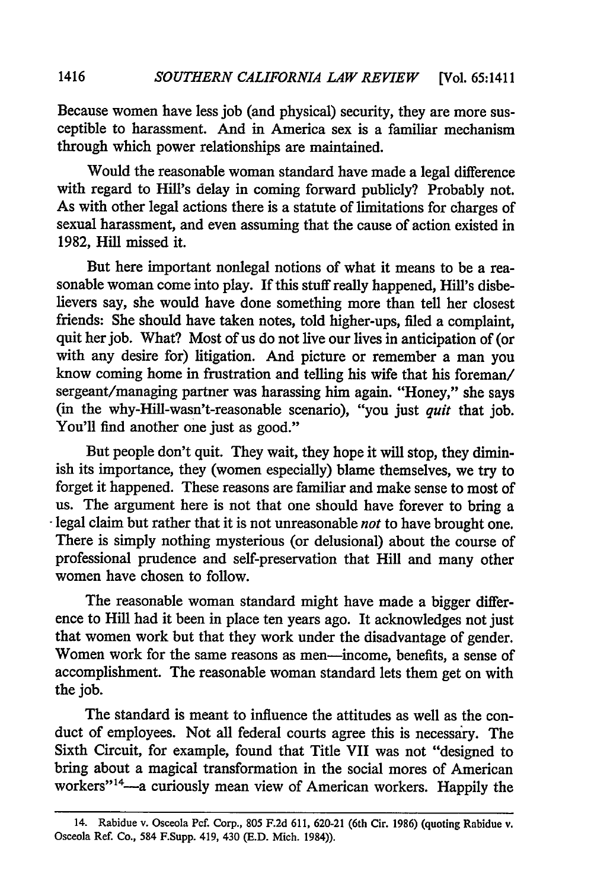Because women have less job (and physical) security, they are more susceptible to harassment. And in America sex is a familiar mechanism through which power relationships are maintained.

Would the reasonable woman standard have made a legal difference with regard to Hill's delay in coming forward publicly? Probably not. As with other legal actions there is a statute of limitations for charges of sexual harassment, and even assuming that the cause of action existed in 1982, Hill missed it.

But here important nonlegal notions of what it means to be a reasonable woman come into play. If this stuff really happened, Hill's disbelievers say, she would have done something more than tell her closest friends: She should have taken notes, told higher-ups, filed a complaint, quit her job. What? Most of us do not live our lives in anticipation of (or with any desire for) litigation. And picture or remember a man you know coming home in frustration and telling his wife that his foreman/sergeant/managing partner was harassing him again. "Honey," she says (in the why-Hill-wasn't-reasonable scenario), "you just *quit* that job. You'll find another one just as good."

But people don't quit. They wait, they hope it will stop, they diminish its importance, they (women especially) blame themselves, we try to forget it happened. These reasons are familiar and make sense to most of us. The argument here is not that one should have forever to bring a legal claim but rather that it is not unreasonable *not* to have brought one. There is simply nothing mysterious (or delusional) about the course of professional prudence and self-preservation that Hill and many other women have chosen to follow.

The reasonable woman standard might have made a bigger difference to Hill had it been in place ten years ago. It acknowledges not just that women work but that they work under the disadvantage of gender. Women work for the same reasons as men—income, benefits, a sense of accomplishment. The reasonable woman standard lets them get on with the job.

The standard is meant to influence the attitudes as well as the conduct of employees. Not all federal courts agree this is necessary. The Sixth Circuit, for example, found that Title VII was not "designed to bring about a magical transformation in the social mores of American workers"[14]—a curiously mean view of American workers. Happily the

---

14. Rabidue v. Osceola Ref. Corp., 805 F.2d 611, 620-21 (6th Cir. 1986) (quoting Rabidue v. Osceola Ref. Co., 584 F.Supp. 419, 430 (E.D. Mich. 1984)).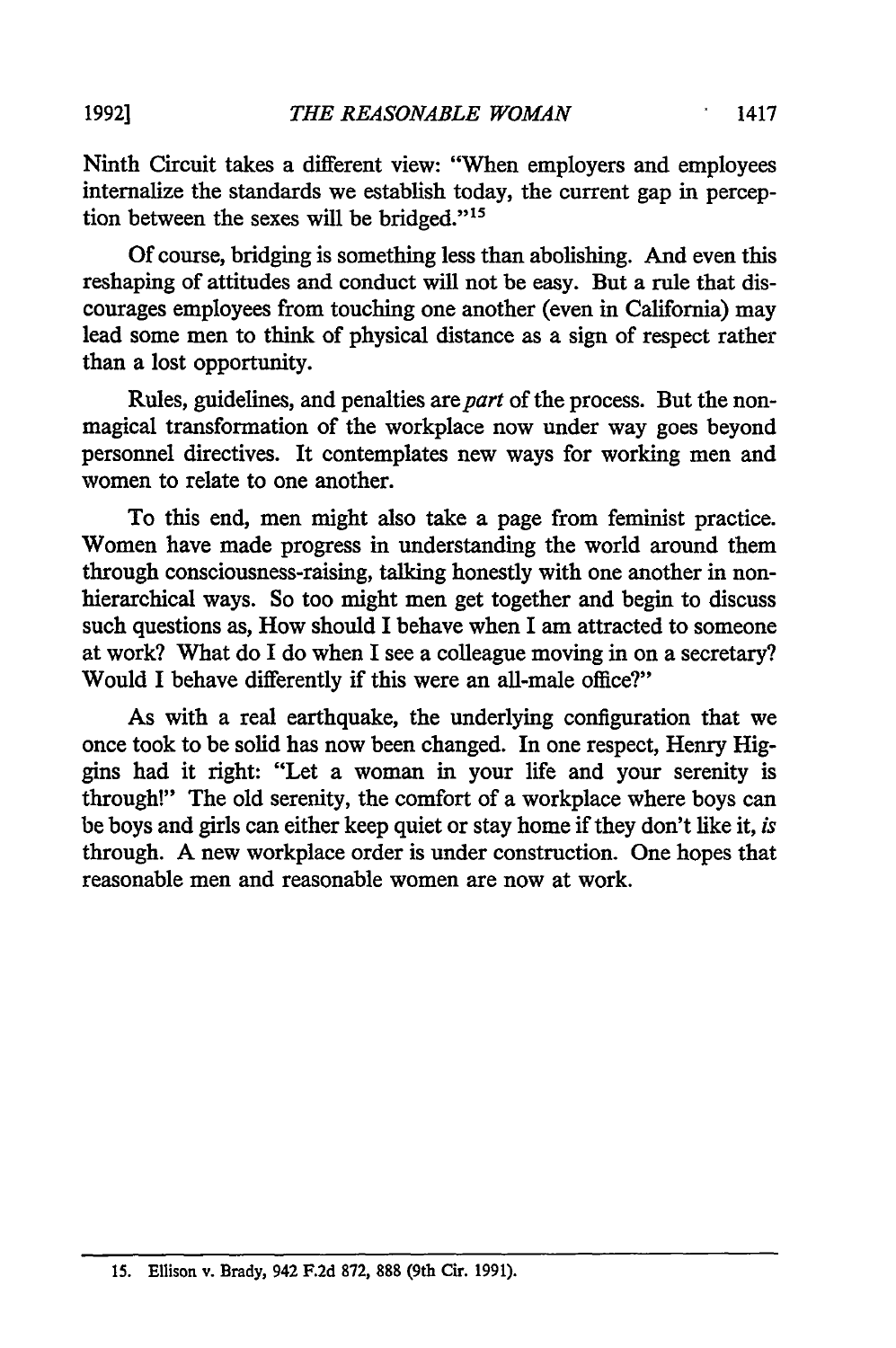Ninth Circuit takes a different view: "When employers and employees internalize the standards we establish today, the current gap in perception between the sexes will be bridged."[15]

Of course, bridging is something less than abolishing. And even this reshaping of attitudes and conduct will not be easy. But a rule that discourages employees from touching one another (even in California) may lead some men to think of physical distance as a sign of respect rather than a lost opportunity.

Rules, guidelines, and penalties are *part* of the process. But the non-magical transformation of the workplace now under way goes beyond personnel directives. It contemplates new ways for working men and women to relate to one another.

To this end, men might also take a page from feminist practice. Women have made progress in understanding the world around them through consciousness-raising, talking honestly with one another in non-hierarchical ways. So too might men get together and begin to discuss such questions as, How should I behave when I am attracted to someone at work? What do I do when I see a colleague moving in on a secretary? Would I behave differently if this were an all-male office?"

As with a real earthquake, the underlying configuration that we once took to be solid has now been changed. In one respect, Henry Higgins had it right: "Let a woman in your life and your serenity is through!" The old serenity, the comfort of a workplace where boys can be boys and girls can either keep quiet or stay home if they don't like it, *is* through. A new workplace order is under construction. One hopes that reasonable men and reasonable women are now at work.

---

15. Ellison v. Brady, 942 F.2d 872, 888 (9th Cir. 1991).